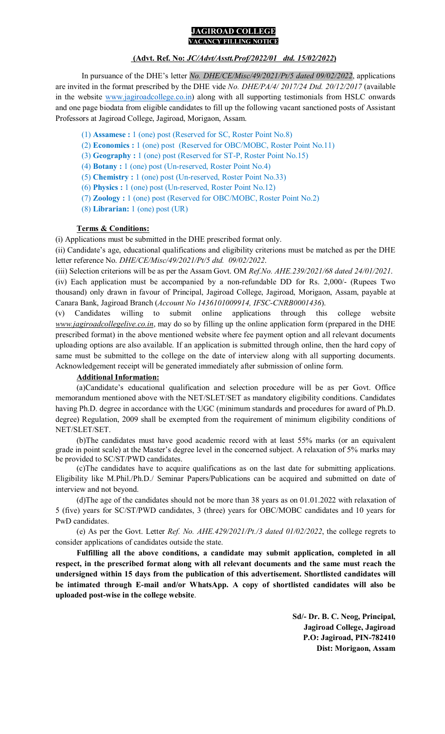# JAGIROAD COLLEGE

## VACANCY FILLING NOTICE

**(Advt. Ref. No: *JC/Advt/Asstt.Prof/2022/01 dtd. 15/02/2022*)**

In pursuance of the DHE's letter *No. DHE/CE/Misc/49/2021/Pt/5 dated 09/02/2022*, applications are invited in the format prescribed by the DHE vide *No. DHE/PA/4/ 2017/24 Dtd. 20/12/2017* (available in the website www.jagiroadcollege.co.in) along with all supporting testimonials from HSLC onwards and one page biodata from eligible candidates to fill up the following vacant sanctioned posts of Assistant Professors at Jagiroad College, Jagiroad, Morigaon, Assam.

(1) **Assamese :** 1 (one) post (Reserved for SC, Roster Point No.8)
(2) **Economics :** 1 (one) post (Reserved for OBC/MOBC, Roster Point No.11)
(3) **Geography :** 1 (one) post (Reserved for ST-P, Roster Point No.15)
(4) **Botany :** 1 (one) post (Un-reserved, Roster Point No.4)
(5) **Chemistry :** 1 (one) post (Un-reserved, Roster Point No.33)
(6) **Physics :** 1 (one) post (Un-reserved, Roster Point No.12)
(7) **Zoology :** 1 (one) post (Reserved for OBC/MOBC, Roster Point No.2)
(8) **Librarian:** 1 (one) post (UR)

### Terms & Conditions:

(i) Applications must be submitted in the DHE prescribed format only.

(ii) Candidate's age, educational qualifications and eligibility criterions must be matched as per the DHE letter reference No. *DHE/CE/Misc/49/2021/Pt/5 dtd. 09/02/2022*.

(iii) Selection criterions will be as per the Assam Govt. OM *Ref.No. AHE.239/2021/68 dated 24/01/2021*.

(iv) Each application must be accompanied by a non-refundable DD for Rs. 2,000/- (Rupees Two thousand) only drawn in favour of Principal, Jagiroad College, Jagiroad, Morigaon, Assam, payable at Canara Bank, Jagiroad Branch (*Account No 1436101009914, IFSC-CNRB0001436*).

(v) Candidates willing to submit online applications through this college website *www.jagiroadcollegelive.co.in*, may do so by filling up the online application form (prepared in the DHE prescribed format) in the above mentioned website where fee payment option and all relevant documents uploading options are also available. If an application is submitted through online, then the hard copy of same must be submitted to the college on the date of interview along with all supporting documents. Acknowledgement receipt will be generated immediately after submission of online form.

### Additional Information:

(a)Candidate's educational qualification and selection procedure will be as per Govt. Office memorandum mentioned above with the NET/SLET/SET as mandatory eligibility conditions. Candidates having Ph.D. degree in accordance with the UGC (minimum standards and procedures for award of Ph.D. degree) Regulation, 2009 shall be exempted from the requirement of minimum eligibility conditions of NET/SLET/SET.

(b)The candidates must have good academic record with at least 55% marks (or an equivalent grade in point scale) at the Master's degree level in the concerned subject. A relaxation of 5% marks may be provided to SC/ST/PWD candidates.

(c)The candidates have to acquire qualifications as on the last date for submitting applications. Eligibility like M.Phil./Ph.D./ Seminar Papers/Publications can be acquired and submitted on date of interview and not beyond.

(d)The age of the candidates should not be more than 38 years as on 01.01.2022 with relaxation of 5 (five) years for SC/ST/PWD candidates, 3 (three) years for OBC/MOBC candidates and 10 years for PwD candidates.

(e) As per the Govt. Letter *Ref. No. AHE.429/2021/Pt./3 dated 01/02/2022*, the college regrets to consider applications of candidates outside the state.

**Fulfilling all the above conditions, a candidate may submit application, completed in all respect, in the prescribed format along with all relevant documents and the same must reach the undersigned within 15 days from the publication of this advertisement. Shortlisted candidates will be intimated through E-mail and/or WhatsApp. A copy of shortlisted candidates will also be uploaded post-wise in the college website**.

**Sd/- Dr. B. C. Neog, Principal,**
**Jagiroad College, Jagiroad**
**P.O: Jagiroad, PIN-782410**
**Dist: Morigaon, Assam**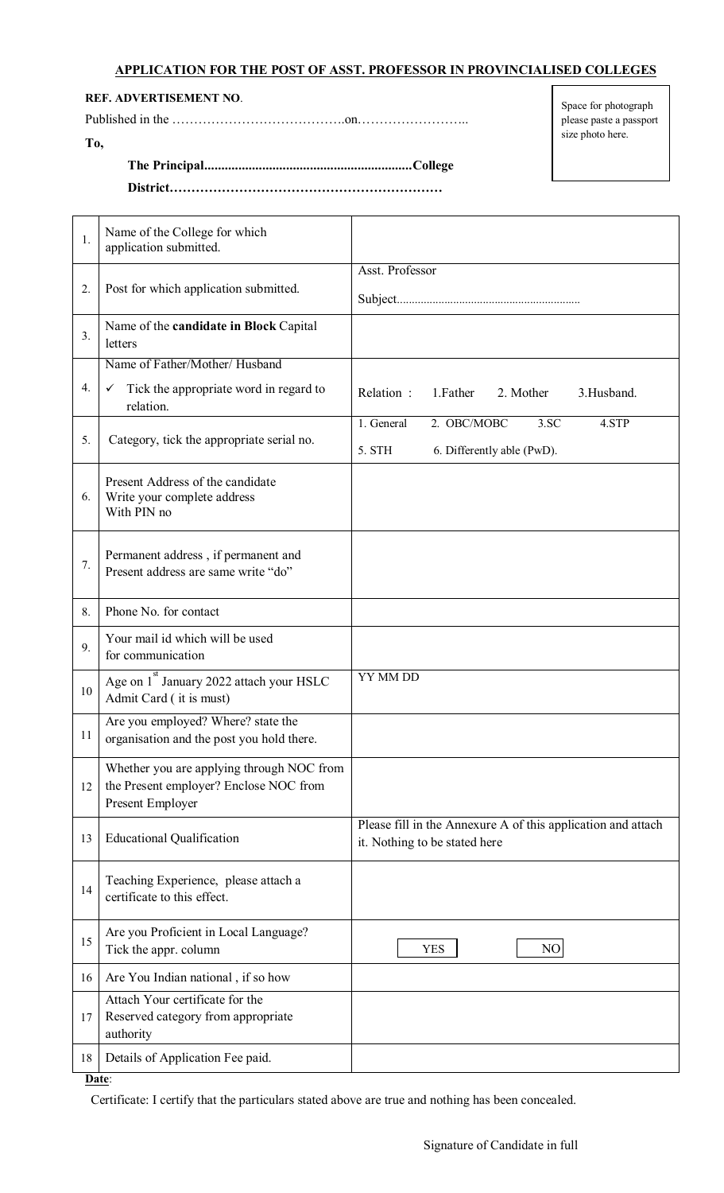## APPLICATION FOR THE POST OF ASST. PROFESSOR IN PROVINCIALISED COLLEGES

**REF. ADVERTISEMENT NO**.

Published in the ………………………………….on……………………..

Space for photograph please paste a passport size photo here.

**To,**

**The Principal............................................................College**

**District………………………………………………………**

| | | |
|---|---|---|
| 1. | Name of the College for which application submitted. | |
| 2. | Post for which application submitted. | Asst. Professor<br>Subject............................................................ |
| 3. | Name of the **candidate in Block** Capital letters | |
| 4. | Name of Father/Mother/ Husband<br>✓ Tick the appropriate word in regard to relation. | Relation : 1.Father 2. Mother 3.Husband. |
| 5. | Category, tick the appropriate serial no. | 1. General 2. OBC/MOBC 3.SC 4.STP<br>5. STH 6. Differently able (PwD). |
| 6. | Present Address of the candidate<br>Write your complete address<br>With PIN no | |
| 7. | Permanent address , if permanent and Present address are same write "do" | |
| 8. | Phone No. for contact | |
| 9. | Your mail id which will be used for communication | |
| 10 | Age on 1st January 2022 attach your HSLC Admit Card ( it is must) | YY MM DD |
| 11 | Are you employed? Where? state the organisation and the post you hold there. | |
| 12 | Whether you are applying through NOC from the Present employer? Enclose NOC from Present Employer | |
| 13 | Educational Qualification | Please fill in the Annexure A of this application and attach it. Nothing to be stated here |
| 14 | Teaching Experience, please attach a certificate to this effect. | |
| 15 | Are you Proficient in Local Language? Tick the appr. column | YES NO |
| 16 | Are You Indian national , if so how | |
| 17 | Attach Your certificate for the Reserved category from appropriate authority | |
| 18 | Details of Application Fee paid. | |

**Date**:

Certificate: I certify that the particulars stated above are true and nothing has been concealed.

Signature of Candidate in full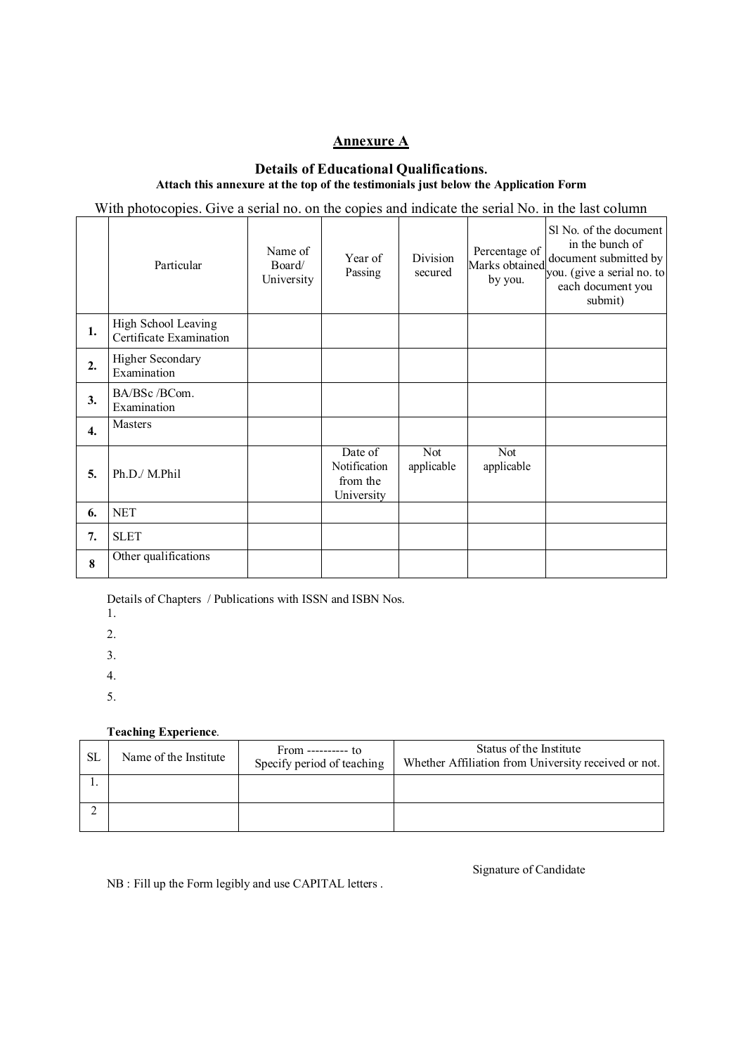## Annexure A

### Details of Educational Qualifications.

**Attach this annexure at the top of the testimonials just below the Application Form**

With photocopies. Give a serial no. on the copies and indicate the serial No. in the last column

| | Particular | Name of Board/ University | Year of Passing | Division secured | Percentage of Marks obtained by you. | Sl No. of the document in the bunch of document submitted by you. (give a serial no. to each document you submit) |
|---|---|---|---|---|---|---|
| **1.** | High School Leaving Certificate Examination | | | | | |
| **2.** | Higher Secondary Examination | | | | | |
| **3.** | BA/BSc /BCom. Examination | | | | | |
| **4.** | Masters | | | | | |
| **5.** | Ph.D./ M.Phil | | Date of Notification from the University | Not applicable | Not applicable | |
| **6.** | NET | | | | | |
| **7.** | SLET | | | | | |
| **8** | Other qualifications | | | | | |

Details of Chapters / Publications with ISSN and ISBN Nos.

1.

2.

3.

4.

5.

**Teaching Experience**.

| SL | Name of the Institute | From ---------- to Specify period of teaching | Status of the Institute Whether Affiliation from University received or not. |
|---|---|---|---|
| 1. | | | |
| 2 | | | |

Signature of Candidate

NB : Fill up the Form legibly and use CAPITAL letters .